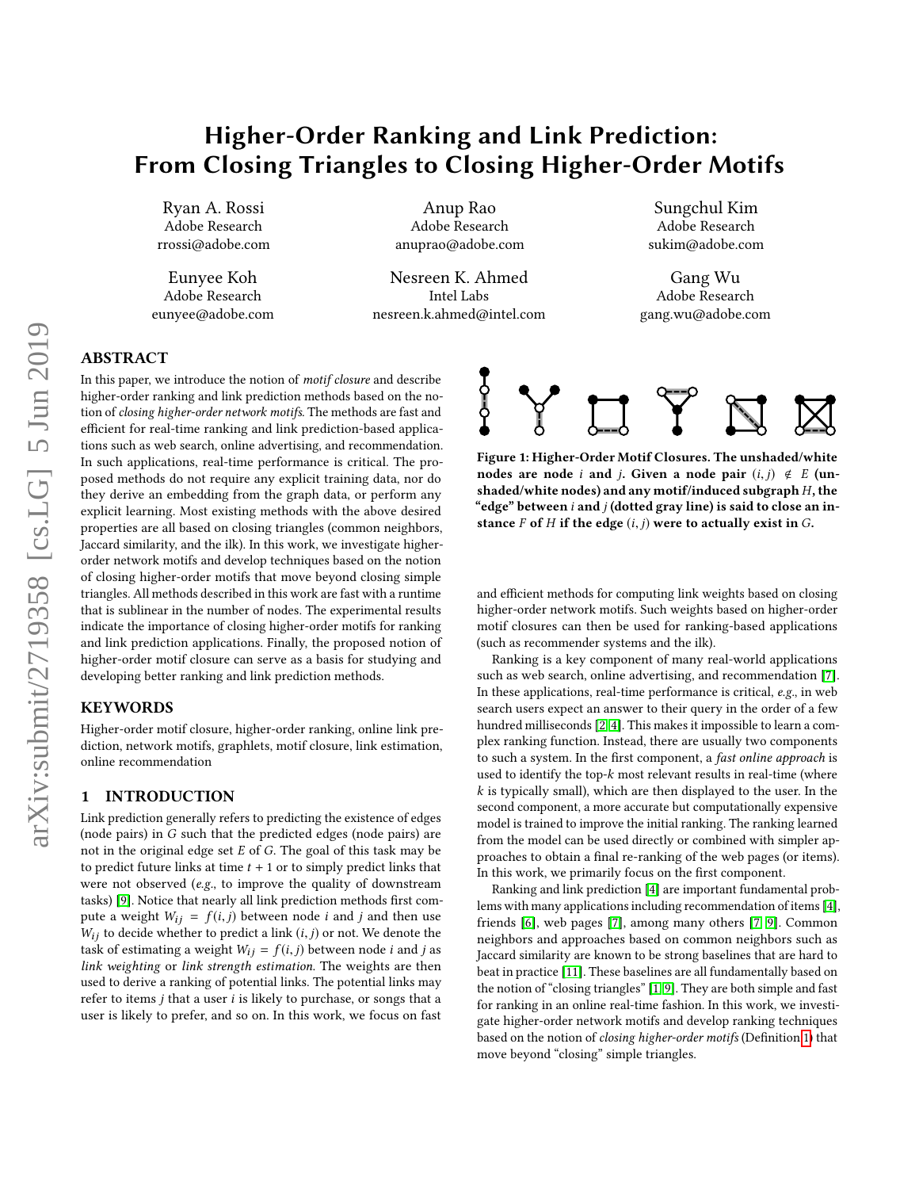# Higher-Order Ranking and Link Prediction: From Closing Triangles to Closing Higher-Order Motifs

Ryan A. Rossi
Adobe Research
rrossi@adobe.com

Anup Rao
Adobe Research
anuprao@adobe.com

Sungchul Kim
Adobe Research
sukim@adobe.com

Eunyee Koh
Adobe Research
eunyee@adobe.com

Nesreen K. Ahmed
Intel Labs
nesreen.k.ahmed@intel.com

Gang Wu
Adobe Research
gang.wu@adobe.com

## ABSTRACT

In this paper, we introduce the notion of *motif closure* and describe higher-order ranking and link prediction methods based on the notion of *closing higher-order network motifs*. The methods are fast and efficient for real-time ranking and link prediction-based applications such as web search, online advertising, and recommendation. In such applications, real-time performance is critical. The proposed methods do not require any explicit training data, nor do they derive an embedding from the graph data, or perform any explicit learning. Most existing methods with the above desired properties are all based on closing triangles (common neighbors, Jaccard similarity, and the ilk). In this work, we investigate higher-order network motifs and develop techniques based on the notion of closing higher-order motifs that move beyond closing simple triangles. All methods described in this work are fast with a runtime that is sublinear in the number of nodes. The experimental results indicate the importance of closing higher-order motifs for ranking and link prediction applications. Finally, the proposed notion of higher-order motif closure can serve as a basis for studying and developing better ranking and link prediction methods.

## KEYWORDS

Higher-order motif closure, higher-order ranking, online link prediction, network motifs, graphlets, motif closure, link estimation, online recommendation

**Figure 1: Higher-Order Motif Closures. The unshaded/white nodes are node $i$ and $j$. Given a node pair $(i, j) \notin E$ (unshaded/white nodes) and any motif/induced subgraph $H$, the "edge" between $i$ and $j$ (dotted gray line) is said to close an instance $F$ of $H$ if the edge $(i, j)$ were to actually exist in $G$.**

## 1 INTRODUCTION

Link prediction generally refers to predicting the existence of edges (node pairs) in $G$ such that the predicted edges (node pairs) are not in the original edge set $E$ of $G$. The goal of this task may be to predict future links at time $t + 1$ or to simply predict links that were not observed (*e.g.*, to improve the quality of downstream tasks) [9]. Notice that nearly all link prediction methods first compute a weight $W_{ij} = f(i, j)$ between node $i$ and $j$ and then use $W_{ij}$ to decide whether to predict a link $(i, j)$ or not. We denote the task of estimating a weight $W_{ij} = f(i, j)$ between node $i$ and $j$ as *link weighting* or *link strength estimation*. The weights are then used to derive a ranking of potential links. The potential links may refer to items $j$ that a user $i$ is likely to purchase, or songs that a user is likely to prefer, and so on. In this work, we focus on fast and efficient methods for computing link weights based on closing higher-order network motifs. Such weights based on higher-order motif closures can then be used for ranking-based applications (such as recommender systems and the ilk).

Ranking is a key component of many real-world applications such as web search, online advertising, and recommendation [7]. In these applications, real-time performance is critical, *e.g.*, in web search users expect an answer to their query in the order of a few hundred milliseconds [2, 4]. This makes it impossible to learn a complex ranking function. Instead, there are usually two components to such a system. In the first component, a *fast online approach* is used to identify the top-$k$ most relevant results in real-time (where $k$ is typically small), which are then displayed to the user. In the second component, a more accurate but computationally expensive model is trained to improve the initial ranking. The ranking learned from the model can be used directly or combined with simpler approaches to obtain a final re-ranking of the web pages (or items). In this work, we primarily focus on the first component.

Ranking and link prediction [4] are important fundamental problems with many applications including recommendation of items [4], friends [6], web pages [7], among many others [7, 9]. Common neighbors and approaches based on common neighbors such as Jaccard similarity are known to be strong baselines that are hard to beat in practice [11]. These baselines are all fundamentally based on the notion of "closing triangles" [1, 9]. They are both simple and fast for ranking in an online real-time fashion. In this work, we investigate higher-order network motifs and develop ranking techniques based on the notion of *closing higher-order motifs* (Definition 1) that move beyond "closing" simple triangles.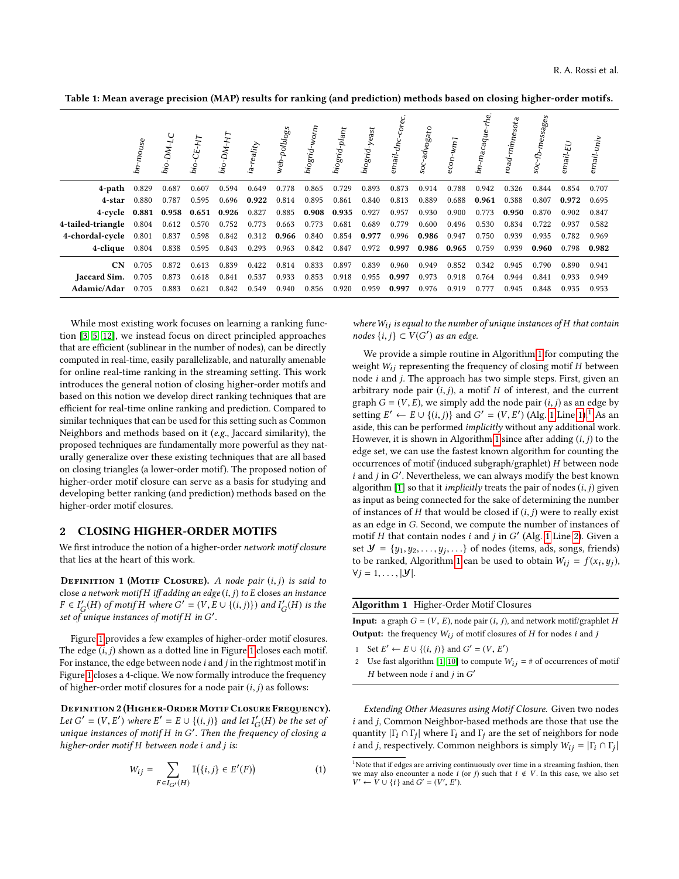**Table 1: Mean average precision (MAP) results for ranking (and prediction) methods based on closing higher-order motifs.**

| | bn-mouse | bio-DM-LC | bio-CE-HT | bio-DM-HT | ia-reality | web-polblogs | biogrid-worm | biogrid-plant | biogrid-yeast | email-dnc-corec. | soc-advogato | econ-wm1 | bn-macaque-rhe. | road-minnesota | soc-fb-messages | email-EU | email-univ |
|---|---|---|---|---|---|---|---|---|---|---|---|---|---|---|---|---|---|
| **4-path** | 0.829 | 0.687 | 0.607 | 0.594 | 0.649 | 0.778 | 0.865 | 0.729 | 0.893 | 0.873 | 0.914 | 0.788 | 0.942 | 0.326 | 0.844 | 0.854 | 0.707 |
| **4-star** | 0.880 | 0.787 | 0.595 | 0.696 | **0.922** | 0.814 | 0.895 | 0.861 | 0.840 | 0.813 | 0.889 | 0.688 | **0.961** | 0.388 | 0.807 | **0.972** | 0.695 |
| **4-cycle** | **0.881** | **0.958** | **0.651** | **0.926** | 0.827 | 0.885 | **0.908** | **0.935** | 0.927 | 0.957 | 0.930 | 0.900 | 0.773 | **0.950** | 0.870 | 0.902 | 0.847 |
| **4-tailed-triangle** | 0.804 | 0.612 | 0.570 | 0.752 | 0.773 | 0.663 | 0.773 | 0.681 | 0.689 | 0.779 | 0.600 | 0.496 | 0.530 | 0.834 | 0.722 | 0.937 | 0.582 |
| **4-chordal-cycle** | 0.801 | 0.837 | 0.598 | 0.842 | 0.312 | **0.966** | 0.840 | 0.854 | **0.977** | 0.996 | **0.986** | 0.947 | 0.750 | 0.939 | 0.935 | 0.782 | 0.969 |
| **4-clique** | 0.804 | 0.838 | 0.595 | 0.843 | 0.293 | 0.963 | 0.842 | 0.847 | 0.972 | **0.997** | **0.986** | **0.965** | 0.759 | 0.939 | **0.960** | 0.798 | **0.982** |
| **CN** | 0.705 | 0.872 | 0.613 | 0.839 | 0.422 | 0.814 | 0.833 | 0.897 | 0.839 | 0.960 | 0.949 | 0.852 | 0.342 | 0.945 | 0.790 | 0.890 | 0.941 |
| **Jaccard Sim.** | 0.705 | 0.873 | 0.618 | 0.841 | 0.537 | 0.933 | 0.853 | 0.918 | 0.955 | **0.997** | 0.973 | 0.918 | 0.764 | 0.944 | 0.841 | 0.933 | 0.949 |
| **Adamic/Adar** | 0.705 | 0.883 | 0.621 | 0.842 | 0.549 | 0.940 | 0.856 | 0.920 | 0.959 | **0.997** | 0.976 | 0.919 | 0.777 | 0.945 | 0.848 | 0.935 | 0.953 |

While most existing work focuses on learning a ranking function [3, 5, 12], we instead focus on direct principled approaches that are efficient (sublinear in the number of nodes), can be directly computed in real-time, easily parallelizable, and naturally amenable for online real-time ranking in the streaming setting. This work introduces the general notion of closing higher-order motifs and based on this notion we develop direct ranking techniques that are efficient for real-time online ranking and prediction. Compared to similar techniques that can be used for this setting such as Common Neighbors and methods based on it (*e.g.*, Jaccard similarity), the proposed techniques are fundamentally more powerful as they naturally generalize over these existing techniques that are all based on closing triangles (a lower-order motif). The proposed notion of higher-order motif closure can serve as a basis for studying and developing better ranking (and prediction) methods based on the higher-order motif closures.

## 2 CLOSING HIGHER-ORDER MOTIFS

We first introduce the notion of a higher-order *network motif closure* that lies at the heart of this work.

**Definition 1 (Motif Closure).** *A node pair $(i, j)$ is said to close a network motif $H$ iff adding an edge $(i, j)$ to $E$ closes an instance $F \in I'_G(H)$ of motif $H$ where $G' = (V, E \cup \{(i, j)\})$ and $I'_G(H)$ is the set of unique instances of motif $H$ in $G'$.*

Figure 1 provides a few examples of higher-order motif closures. The edge $(i, j)$ shown as a dotted line in Figure 1 closes each motif. For instance, the edge between node $i$ and $j$ in the rightmost motif in Figure 1 closes a 4-clique. We now formally introduce the frequency of higher-order motif closures for a node pair $(i, j)$ as follows:

**Definition 2 (Higher-Order Motif Closure Frequency).** *Let $G' = (V, E')$ where $E' = E \cup \{(i, j)\}$ and let $I'_G(H)$ be the set of unique instances of motif $H$ in $G'$. Then the frequency of closing a higher-order motif $H$ between node $i$ and $j$ is:*

$$W_{ij} = \sum_{F \in I_{G'}(H)} \mathbb{I}\big(\{i, j\} \in E'(F)\big) \tag{1}$$

*where $W_{ij}$ is equal to the number of unique instances of $H$ that contain nodes $\{i, j\} \subset V(G')$ as an edge.*

We provide a simple routine in Algorithm 1 for computing the weight $W_{ij}$ representing the frequency of closing motif $H$ between node $i$ and $j$. The approach has two simple steps. First, given an arbitrary node pair $(i, j)$, a motif $H$ of interest, and the current graph $G = (V, E)$, we simply add the node pair $(i, j)$ as an edge by setting $E' \leftarrow E \cup \{(i, j)\}$ and $G' = (V, E')$ (Alg. 1 Line 1).[1] As an aside, this can be performed *implicitly* without any additional work. However, it is shown in Algorithm 1 since after adding $(i, j)$ to the edge set, we can use the fastest known algorithm for counting the occurrences of motif (induced subgraph/graphlet) $H$ between node $i$ and $j$ in $G'$. Nevertheless, we can always modify the best known algorithm [1] so that it *implicitly* treats the pair of nodes $(i, j)$ given as input as being connected for the sake of determining the number of instances of $H$ that would be closed if $(i, j)$ were to really exist as an edge in $G$. Second, we compute the number of instances of motif $H$ that contain nodes $i$ and $j$ in $G'$ (Alg. 1 Line 2). Given a set $\mathcal{Y} = \{y_1, y_2, \ldots, y_j, \ldots\}$ of nodes (items, ads, songs, friends) to be ranked, Algorithm 1 can be used to obtain $W_{ij} = f(x_i, y_j)$, $\forall j = 1, \ldots, |\mathcal{Y}|$.

---

**Algorithm 1** Higher-Order Motif Closures

**Input:** a graph $G = (V, E)$, node pair $(i, j)$, and network motif/graphlet $H$
**Output:** the frequency $W_{ij}$ of motif closures of $H$ for nodes $i$ and $j$

1. Set $E' \leftarrow E \cup \{(i, j)\}$ and $G' = (V, E')$
2. Use fast algorithm [1, 10] to compute $W_{ij}$ = # of occurrences of motif $H$ between node $i$ and $j$ in $G'$

---

*Extending Other Measures using Motif Closure.* Given two nodes $i$ and $j$, Common Neighbor-based methods are those that use the quantity $|\Gamma_i \cap \Gamma_j|$ where $\Gamma_i$ and $\Gamma_j$ are the set of neighbors for node $i$ and $j$, respectively. Common neighbors is simply $W_{ij} = |\Gamma_i \cap \Gamma_j|$

[1] Note that if edges are arriving continuously over time in a streaming fashion, then we may also encounter a node $i$ (or $j$) such that $i \notin V$. In this case, we also set $V' \leftarrow V \cup \{i\}$ and $G' = (V', E')$.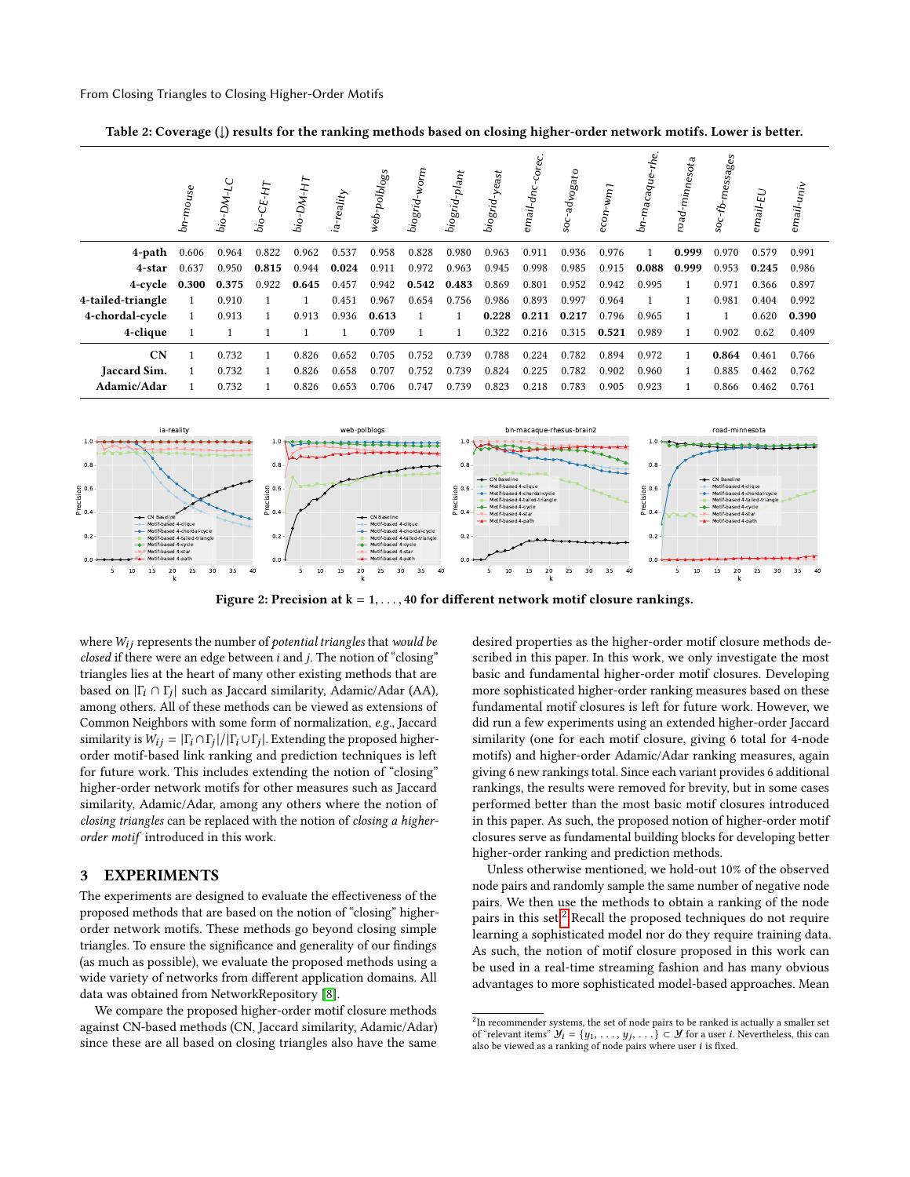Table 2: Coverage (↓) results for the ranking methods based on closing higher-order network motifs. Lower is better.

| | bn-mouse | bio-DM-LC | bio-CE-HT | bio-DM-HT | ia-reality | web-polblogs | biogrid-worm | biogrid-plant | biogrid-yeast | email-dnc-corec. | soc-advogato | econ-wm1 | bn-macaque-rhe. | road-minnesota | soc-fb-messages | email-EU | email-univ |
|---|---|---|---|---|---|---|---|---|---|---|---|---|---|---|---|---|---|
| **4-path** | 0.606 | 0.964 | 0.822 | 0.962 | 0.537 | 0.958 | 0.828 | 0.980 | 0.963 | 0.911 | 0.936 | 0.976 | 1 | **0.999** | 0.970 | 0.579 | 0.991 |
| **4-star** | 0.637 | 0.950 | **0.815** | 0.944 | **0.024** | 0.911 | 0.972 | 0.963 | 0.945 | 0.998 | 0.985 | 0.915 | **0.088** | **0.999** | 0.953 | **0.245** | 0.986 |
| **4-cycle** | **0.300** | **0.375** | 0.922 | **0.645** | 0.457 | 0.942 | **0.542** | **0.483** | 0.869 | 0.801 | 0.952 | 0.942 | 0.995 | 1 | 0.971 | 0.366 | 0.897 |
| **4-tailed-triangle** | 1 | 0.910 | 1 | 1 | 0.451 | 0.967 | 0.654 | 0.756 | 0.986 | 0.893 | 0.997 | 0.964 | 1 | 1 | 0.981 | 0.404 | 0.992 |
| **4-chordal-cycle** | 1 | 0.913 | 1 | 0.913 | 0.936 | **0.613** | 1 | 1 | **0.228** | **0.211** | **0.217** | 0.796 | 0.965 | 1 | 1 | 0.620 | **0.390** |
| **4-clique** | 1 | 1 | 1 | 1 | 1 | 0.709 | 1 | 1 | 0.322 | 0.216 | 0.315 | **0.521** | 0.989 | 1 | 0.902 | 0.62 | 0.409 |
| **CN** | 1 | 0.732 | 1 | 0.826 | 0.652 | 0.705 | 0.752 | 0.739 | 0.788 | 0.224 | 0.782 | 0.894 | 0.972 | 1 | **0.864** | 0.461 | 0.766 |
| **Jaccard Sim.** | 1 | 0.732 | 1 | 0.826 | 0.658 | 0.707 | 0.752 | 0.739 | 0.824 | 0.225 | 0.782 | 0.902 | 0.960 | 1 | 0.885 | 0.462 | 0.762 |
| **Adamic/Adar** | 1 | 0.732 | 1 | 0.826 | 0.653 | 0.706 | 0.747 | 0.739 | 0.823 | 0.218 | 0.783 | 0.905 | 0.923 | 1 | 0.866 | 0.462 | 0.761 |

**Figure 2: Precision at k = 1, . . . , 40 for different network motif closure rankings.**

where $W_{ij}$ represents the number of *potential triangles* that *would be closed* if there were an edge between $i$ and $j$. The notion of "closing" triangles lies at the heart of many other existing methods that are based on $|\Gamma_i \cap \Gamma_j|$ such as Jaccard similarity, Adamic/Adar (AA), among others. All of these methods can be viewed as extensions of Common Neighbors with some form of normalization, *e.g.*, Jaccard similarity is $W_{ij} = |\Gamma_i \cap \Gamma_j| / |\Gamma_i \cup \Gamma_j|$. Extending the proposed higher-order motif-based link ranking and prediction techniques is left for future work. This includes extending the notion of "closing" higher-order network motifs for other measures such as Jaccard similarity, Adamic/Adar, among any others where the notion of *closing triangles* can be replaced with the notion of *closing a higher-order motif* introduced in this work.

## 3 EXPERIMENTS

The experiments are designed to evaluate the effectiveness of the proposed methods that are based on the notion of "closing" higher-order network motifs. These methods go beyond closing simple triangles. To ensure the significance and generality of our findings (as much as possible), we evaluate the proposed methods using a wide variety of networks from different application domains. All data was obtained from NetworkRepository [8].

We compare the proposed higher-order motif closure methods against CN-based methods (CN, Jaccard similarity, Adamic/Adar) since these are all based on closing triangles also have the same desired properties as the higher-order motif closure methods described in this paper. In this work, we only investigate the most basic and fundamental higher-order motif closures. Developing more sophisticated higher-order ranking measures based on these fundamental motif closures is left for future work. However, we did run a few experiments using an extended higher-order Jaccard similarity (one for each motif closure, giving 6 total for 4-node motifs) and higher-order Adamic/Adar ranking measures, again giving 6 new rankings total. Since each variant provides 6 additional rankings, the results were removed for brevity, but in some cases performed better than the most basic motif closures introduced in this paper. As such, the proposed notion of higher-order motif closures serve as fundamental building blocks for developing better higher-order ranking and prediction methods.

Unless otherwise mentioned, we hold-out 10% of the observed node pairs and randomly sample the same number of negative node pairs. We then use the methods to obtain a ranking of the node pairs in this set.[2] Recall the proposed techniques do not require learning a sophisticated model nor do they require training data. As such, the notion of motif closure proposed in this work can be used in a real-time streaming fashion and has many obvious advantages to more sophisticated model-based approaches. Mean

[2] In recommender systems, the set of node pairs to be ranked is actually a smaller set of "relevant items" $\mathcal{Y}_i = \{y_1, \ldots, y_j, \ldots\} \subset \mathcal{Y}$ for a user $i$. Nevertheless, this can also be viewed as a ranking of node pairs where user $i$ is fixed.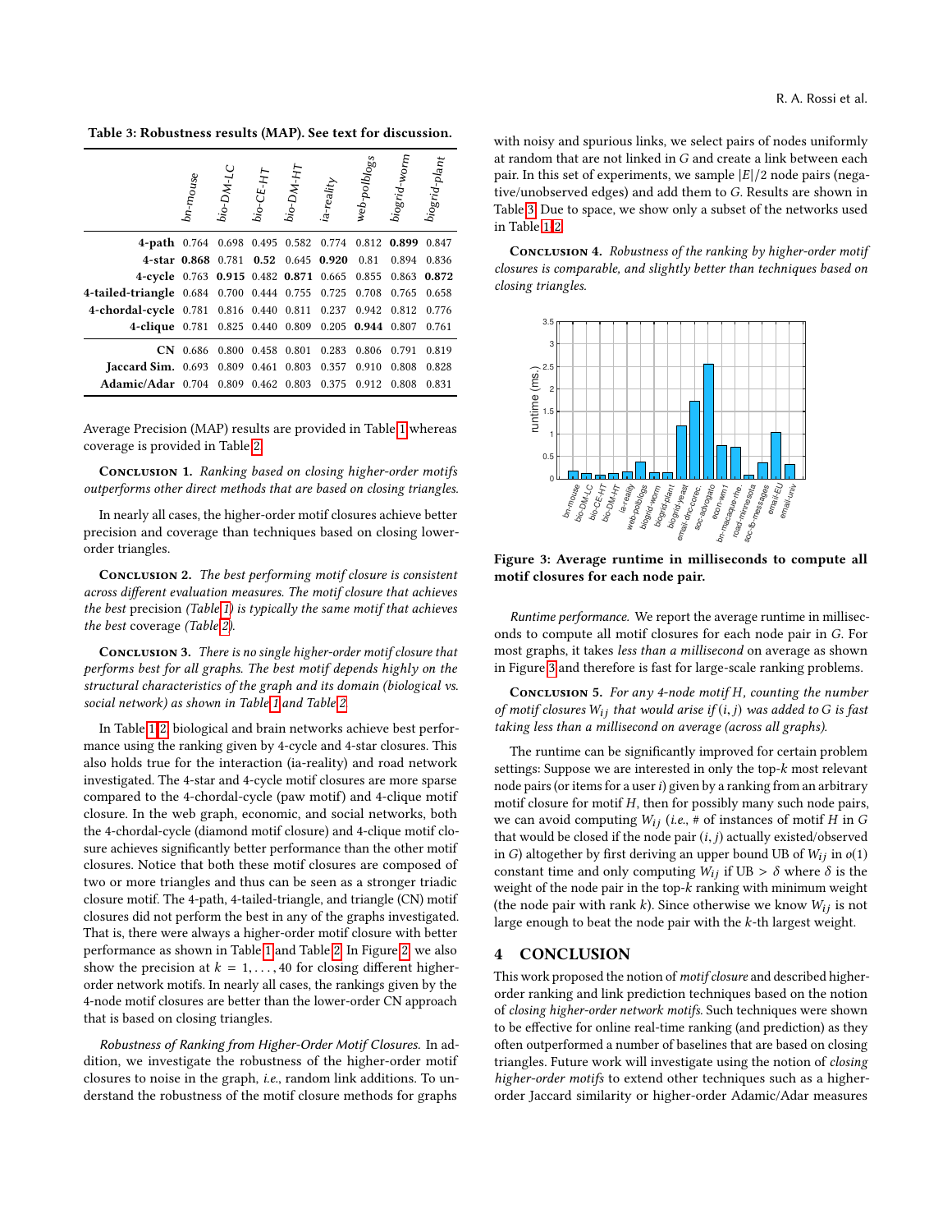Table 3: Robustness results (MAP). See text for discussion.

| | bn-mouse | bio-DM-LC | bio-CE-HT | bio-DM-HT | ia-reality | web-polblogs | biogrid-worm | biogrid-plant |
|---|---|---|---|---|---|---|---|---|
| **4-path** | 0.764 | 0.698 | 0.495 | 0.582 | 0.774 | 0.812 | **0.899** | 0.847 |
| **4-star** | **0.868** | 0.781 | **0.52** | 0.645 | **0.920** | 0.81 | 0.894 | 0.836 |
| **4-cycle** | 0.763 | **0.915** | 0.482 | **0.871** | 0.665 | 0.855 | 0.863 | **0.872** |
| **4-tailed-triangle** | 0.684 | 0.700 | 0.444 | 0.755 | 0.725 | 0.708 | 0.765 | 0.658 |
| **4-chordal-cycle** | 0.781 | 0.816 | 0.440 | 0.811 | 0.237 | 0.942 | 0.812 | 0.776 |
| **4-clique** | 0.781 | 0.825 | 0.440 | 0.809 | 0.205 | **0.944** | 0.807 | 0.761 |
| **CN** | 0.686 | 0.800 | 0.458 | 0.801 | 0.283 | 0.806 | 0.791 | 0.819 |
| **Jaccard Sim.** | 0.693 | 0.809 | 0.461 | 0.803 | 0.357 | 0.910 | 0.808 | 0.828 |
| **Adamic/Adar** | 0.704 | 0.809 | 0.462 | 0.803 | 0.375 | 0.912 | 0.808 | 0.831 |

Average Precision (MAP) results are provided in Table 1 whereas coverage is provided in Table 2.

**Conclusion 1.** *Ranking based on closing higher-order motifs outperforms other direct methods that are based on closing triangles.*

In nearly all cases, the higher-order motif closures achieve better precision and coverage than techniques based on closing lower-order triangles.

**Conclusion 2.** *The best performing motif closure is consistent across different evaluation measures. The motif closure that achieves the best* precision *(Table 1) is typically the same motif that achieves the best* coverage *(Table 2).*

**Conclusion 3.** *There is no single higher-order motif closure that performs best for all graphs. The best motif depends highly on the structural characteristics of the graph and its domain (biological vs. social network) as shown in Table 1 and Table 2.*

In Table 1-2, biological and brain networks achieve best performance using the ranking given by 4-cycle and 4-star closures. This also holds true for the interaction (ia-reality) and road network investigated. The 4-star and 4-cycle motif closures are more sparse compared to the 4-chordal-cycle (paw motif) and 4-clique motif closure. In the web graph, economic, and social networks, both the 4-chordal-cycle (diamond motif closure) and 4-clique motif closure achieves significantly better performance than the other motif closures. Notice that both these motif closures are composed of two or more triangles and thus can be seen as a stronger triadic closure motif. The 4-path, 4-tailed-triangle, and triangle (CN) motif closures did not perform the best in any of the graphs investigated. That is, there were always a higher-order motif closure with better performance as shown in Table 1 and Table 2. In Figure 2, we also show the precision at $k = 1, \ldots, 40$ for closing different higher-order network motifs. In nearly all cases, the rankings given by the 4-node motif closures are better than the lower-order CN approach that is based on closing triangles.

*Robustness of Ranking from Higher-Order Motif Closures.* In addition, we investigate the robustness of the higher-order motif closures to noise in the graph, *i.e.*, random link additions. To understand the robustness of the motif closure methods for graphs with noisy and spurious links, we select pairs of nodes uniformly at random that are not linked in $G$ and create a link between each pair. In this set of experiments, we sample $|E|/2$ node pairs (negative/unobserved edges) and add them to $G$. Results are shown in Table 3. Due to space, we show only a subset of the networks used in Table 1-2.

**Conclusion 4.** *Robustness of the ranking by higher-order motif closures is comparable, and slightly better than techniques based on closing triangles.*

**Figure 3: Average runtime in milliseconds to compute all motif closures for each node pair.**

*Runtime performance.* We report the average runtime in milliseconds to compute all motif closures for each node pair in $G$. For most graphs, it takes *less than a millisecond* on average as shown in Figure 3 and therefore is fast for large-scale ranking problems.

**Conclusion 5.** *For any 4-node motif $H$, counting the number of motif closures $W_{ij}$ that would arise if $(i, j)$ was added to $G$ is fast taking less than a millisecond on average (across all graphs).*

The runtime can be significantly improved for certain problem settings: Suppose we are interested in only the top-$k$ most relevant node pairs (or items for a user $i$) given by a ranking from an arbitrary motif closure for motif $H$, then for possibly many such node pairs, we can avoid computing $W_{ij}$ (*i.e.*, # of instances of motif $H$ in $G$ that would be closed if the node pair $(i, j)$ actually existed/observed in $G$) altogether by first deriving an upper bound UB of $W_{ij}$ in $o(1)$ constant time and only computing $W_{ij}$ if UB $> \delta$ where $\delta$ is the weight of the node pair in the top-$k$ ranking with minimum weight (the node pair with rank $k$). Since otherwise we know $W_{ij}$ is not large enough to beat the node pair with the $k$-th largest weight.

## 4 CONCLUSION

This work proposed the notion of *motif closure* and described higher-order ranking and link prediction techniques based on the notion of *closing higher-order network motifs*. Such techniques were shown to be effective for online real-time ranking (and prediction) as they often outperformed a number of baselines that are based on closing triangles. Future work will investigate using the notion of *closing higher-order motifs* to extend other techniques such as a higher-order Jaccard similarity or higher-order Adamic/Adar measures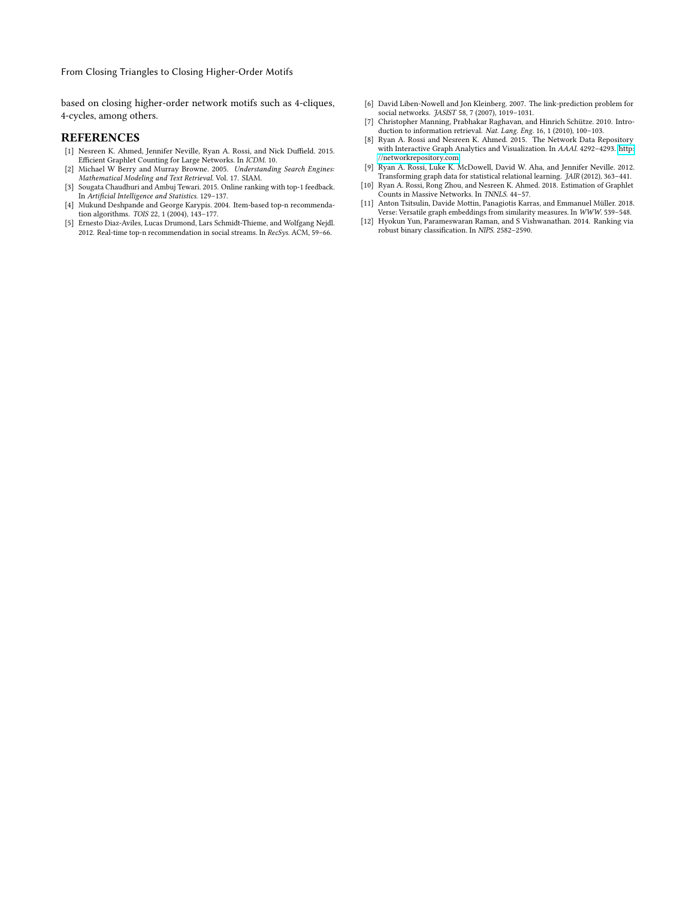based on closing higher-order network motifs such as 4-cliques, 4-cycles, among others.

## REFERENCES

- [1] Nesreen K. Ahmed, Jennifer Neville, Ryan A. Rossi, and Nick Duffield. 2015. Efficient Graphlet Counting for Large Networks. In *ICDM*. 10.
- [2] Michael W Berry and Murray Browne. 2005. *Understanding Search Engines: Mathematical Modeling and Text Retrieval*. Vol. 17. SIAM.
- [3] Sougata Chaudhuri and Ambuj Tewari. 2015. Online ranking with top-1 feedback. In *Artificial Intelligence and Statistics*. 129–137.
- [4] Mukund Deshpande and George Karypis. 2004. Item-based top-n recommendation algorithms. *TOIS* 22, 1 (2004), 143–177.
- [5] Ernesto Diaz-Aviles, Lucas Drumond, Lars Schmidt-Thieme, and Wolfgang Nejdl. 2012. Real-time top-n recommendation in social streams. In *RecSys*. ACM, 59–66.
- [6] David Liben-Nowell and Jon Kleinberg. 2007. The link-prediction problem for social networks. *JASIST* 58, 7 (2007), 1019–1031.
- [7] Christopher Manning, Prabhakar Raghavan, and Hinrich Schütze. 2010. Introduction to information retrieval. *Nat. Lang. Eng.* 16, 1 (2010), 100–103.
- [8] Ryan A. Rossi and Nesreen K. Ahmed. 2015. The Network Data Repository with Interactive Graph Analytics and Visualization. In *AAAI*. 4292–4293. http://networkrepository.com
- [9] Ryan A. Rossi, Luke K. McDowell, David W. Aha, and Jennifer Neville. 2012. Transforming graph data for statistical relational learning. *JAIR* (2012), 363–441.
- [10] Ryan A. Rossi, Rong Zhou, and Nesreen K. Ahmed. 2018. Estimation of Graphlet Counts in Massive Networks. In *TNNLS*. 44–57.
- [11] Anton Tsitsulin, Davide Mottin, Panagiotis Karras, and Emmanuel Müller. 2018. Verse: Versatile graph embeddings from similarity measures. In *WWW*. 539–548.
- [12] Hyokun Yun, Parameswaran Raman, and S Vishwanathan. 2014. Ranking via robust binary classification. In *NIPS*. 2582–2590.